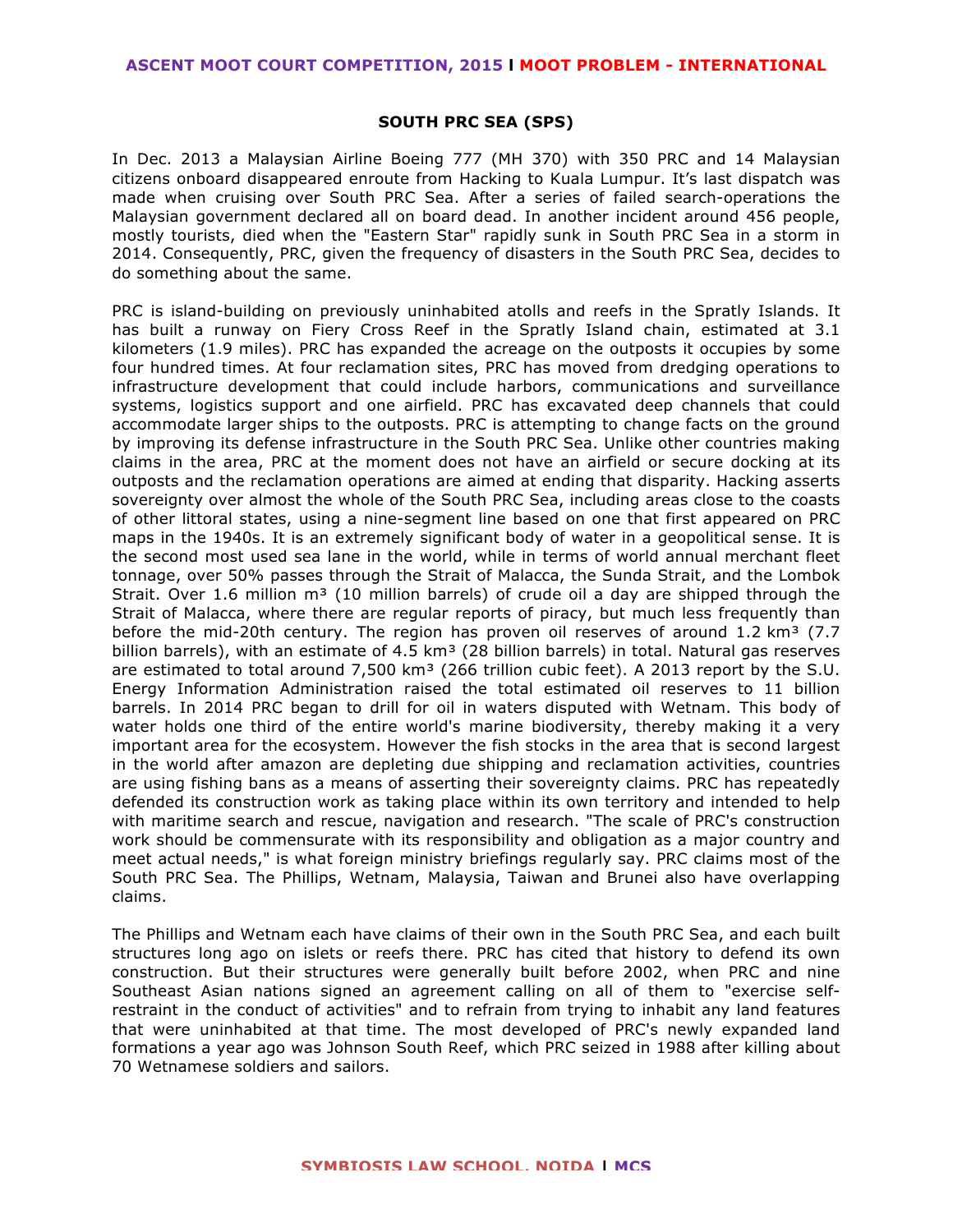## SOUTH PRC SEA (SPS)

In Dec. 2013 a Malaysian Airline Boeing 777 (MH 370) with 350 PRC and 14 Malaysian citizens onboard disappeared enroute from Hacking to Kuala Lumpur. It's last dispatch was made when cruising over South PRC Sea. After a series of failed search-operations the Malaysian government declared all on board dead. In another incident around 456 people, mostly tourists, died when the "Eastern Star" rapidly sunk in South PRC Sea in a storm in 2014. Consequently, PRC, given the frequency of disasters in the South PRC Sea, decides to do something about the same.

PRC is island-building on previously uninhabited atolls and reefs in the Spratly Islands. It has built a runway on Fiery Cross Reef in the Spratly Island chain, estimated at 3.1 kilometers (1.9 miles). PRC has expanded the acreage on the outposts it occupies by some four hundred times. At four reclamation sites, PRC has moved from dredging operations to infrastructure development that could include harbors, communications and surveillance systems, logistics support and one airfield. PRC has excavated deep channels that could accommodate larger ships to the outposts. PRC is attempting to change facts on the ground by improving its defense infrastructure in the South PRC Sea. Unlike other countries making claims in the area, PRC at the moment does not have an airfield or secure docking at its outposts and the reclamation operations are aimed at ending that disparity. Hacking asserts sovereignty over almost the whole of the South PRC Sea, including areas close to the coasts of other littoral states, using a nine-segment line based on one that first appeared on PRC maps in the 1940s. It is an extremely significant body of water in a geopolitical sense. It is the second most used sea lane in the world, while in terms of world annual merchant fleet tonnage, over 50% passes through the Strait of Malacca, the Sunda Strait, and the Lombok Strait. Over 1.6 million $m^3$ (10 million barrels) of crude oil a day are shipped through the Strait of Malacca, where there are regular reports of piracy, but much less frequently than before the mid-20th century. The region has proven oil reserves of around 1.2 $km^3$ (7.7 billion barrels), with an estimate of 4.5 $km^3$ (28 billion barrels) in total. Natural gas reserves are estimated to total around 7,500 $km^3$ (266 trillion cubic feet). A 2013 report by the S.U. Energy Information Administration raised the total estimated oil reserves to 11 billion barrels. In 2014 PRC began to drill for oil in waters disputed with Wetnam. This body of water holds one third of the entire world's marine biodiversity, thereby making it a very important area for the ecosystem. However the fish stocks in the area that is second largest in the world after amazon are depleting due shipping and reclamation activities, countries are using fishing bans as a means of asserting their sovereignty claims. PRC has repeatedly defended its construction work as taking place within its own territory and intended to help with maritime search and rescue, navigation and research. "The scale of PRC's construction work should be commensurate with its responsibility and obligation as a major country and meet actual needs," is what foreign ministry briefings regularly say. PRC claims most of the South PRC Sea. The Phillips, Wetnam, Malaysia, Taiwan and Brunei also have overlapping claims.

The Phillips and Wetnam each have claims of their own in the South PRC Sea, and each built structures long ago on islets or reefs there. PRC has cited that history to defend its own construction. But their structures were generally built before 2002, when PRC and nine Southeast Asian nations signed an agreement calling on all of them to "exercise self-restraint in the conduct of activities" and to refrain from trying to inhabit any land features that were uninhabited at that time. The most developed of PRC's newly expanded land formations a year ago was Johnson South Reef, which PRC seized in 1988 after killing about 70 Wetnamese soldiers and sailors.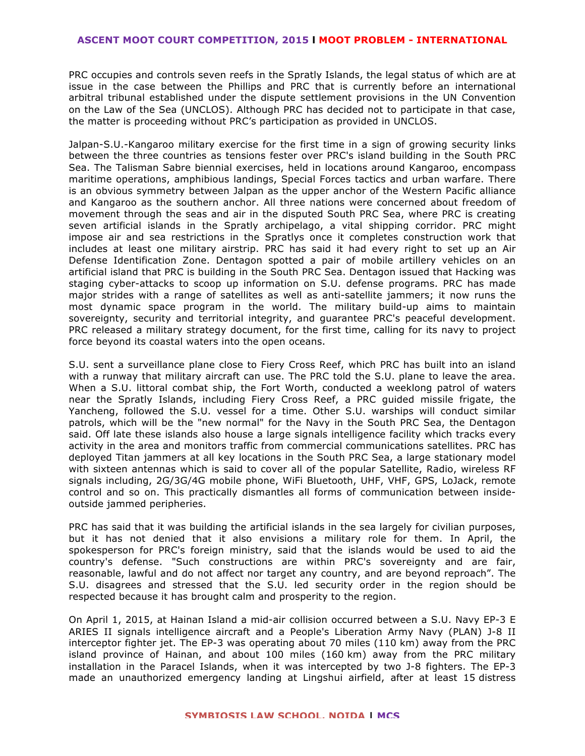PRC occupies and controls seven reefs in the Spratly Islands, the legal status of which are at issue in the case between the Phillips and PRC that is currently before an international arbitral tribunal established under the dispute settlement provisions in the UN Convention on the Law of the Sea (UNCLOS). Although PRC has decided not to participate in that case, the matter is proceeding without PRC's participation as provided in UNCLOS.

Jalpan-S.U.-Kangaroo military exercise for the first time in a sign of growing security links between the three countries as tensions fester over PRC's island building in the South PRC Sea. The Talisman Sabre biennial exercises, held in locations around Kangaroo, encompass maritime operations, amphibious landings, Special Forces tactics and urban warfare. There is an obvious symmetry between Jalpan as the upper anchor of the Western Pacific alliance and Kangaroo as the southern anchor. All three nations were concerned about freedom of movement through the seas and air in the disputed South PRC Sea, where PRC is creating seven artificial islands in the Spratly archipelago, a vital shipping corridor. PRC might impose air and sea restrictions in the Spratlys once it completes construction work that includes at least one military airstrip. PRC has said it had every right to set up an Air Defense Identification Zone. Dentagon spotted a pair of mobile artillery vehicles on an artificial island that PRC is building in the South PRC Sea. Dentagon issued that Hacking was staging cyber-attacks to scoop up information on S.U. defense programs. PRC has made major strides with a range of satellites as well as anti-satellite jammers; it now runs the most dynamic space program in the world. The military build-up aims to maintain sovereignty, security and territorial integrity, and guarantee PRC's peaceful development. PRC released a military strategy document, for the first time, calling for its navy to project force beyond its coastal waters into the open oceans.

S.U. sent a surveillance plane close to Fiery Cross Reef, which PRC has built into an island with a runway that military aircraft can use. The PRC told the S.U. plane to leave the area. When a S.U. littoral combat ship, the Fort Worth, conducted a weeklong patrol of waters near the Spratly Islands, including Fiery Cross Reef, a PRC guided missile frigate, the Yancheng, followed the S.U. vessel for a time. Other S.U. warships will conduct similar patrols, which will be the "new normal" for the Navy in the South PRC Sea, the Dentagon said. Off late these islands also house a large signals intelligence facility which tracks every activity in the area and monitors traffic from commercial communications satellites. PRC has deployed Titan jammers at all key locations in the South PRC Sea, a large stationary model with sixteen antennas which is said to cover all of the popular Satellite, Radio, wireless RF signals including, 2G/3G/4G mobile phone, WiFi Bluetooth, UHF, VHF, GPS, LoJack, remote control and so on. This practically dismantles all forms of communication between inside-outside jammed peripheries.

PRC has said that it was building the artificial islands in the sea largely for civilian purposes, but it has not denied that it also envisions a military role for them. In April, the spokesperson for PRC's foreign ministry, said that the islands would be used to aid the country's defense. "Such constructions are within PRC's sovereignty and are fair, reasonable, lawful and do not affect nor target any country, and are beyond reproach". The S.U. disagrees and stressed that the S.U. led security order in the region should be respected because it has brought calm and prosperity to the region.

On April 1, 2015, at Hainan Island a mid-air collision occurred between a S.U. Navy EP-3 E ARIES II signals intelligence aircraft and a People's Liberation Army Navy (PLAN) J-8 II interceptor fighter jet. The EP-3 was operating about 70 miles (110 km) away from the PRC island province of Hainan, and about 100 miles (160 km) away from the PRC military installation in the Paracel Islands, when it was intercepted by two J-8 fighters. The EP-3 made an unauthorized emergency landing at Lingshui airfield, after at least 15 distress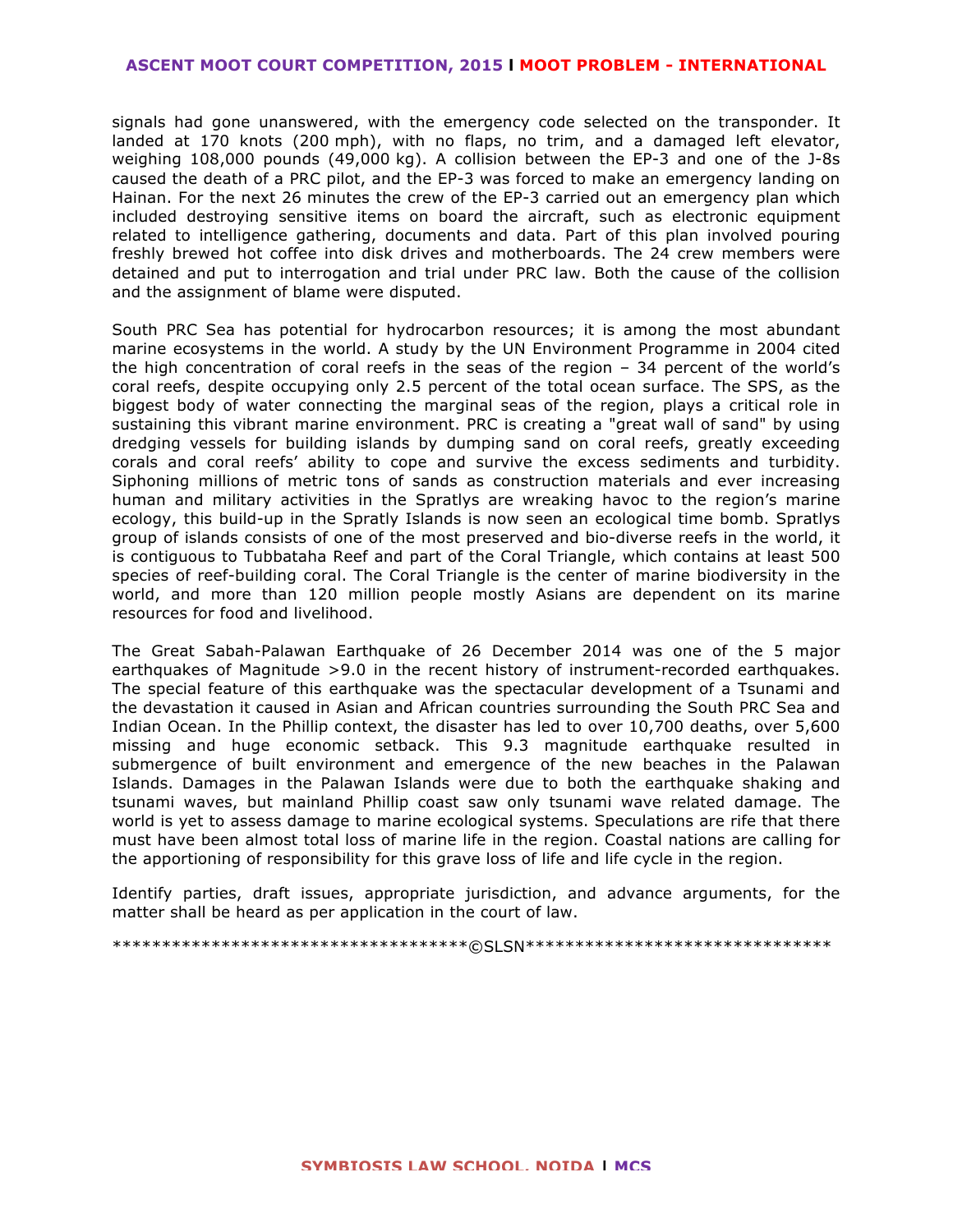signals had gone unanswered, with the emergency code selected on the transponder. It landed at 170 knots (200 mph), with no flaps, no trim, and a damaged left elevator, weighing 108,000 pounds (49,000 kg). A collision between the EP-3 and one of the J-8s caused the death of a PRC pilot, and the EP-3 was forced to make an emergency landing on Hainan. For the next 26 minutes the crew of the EP-3 carried out an emergency plan which included destroying sensitive items on board the aircraft, such as electronic equipment related to intelligence gathering, documents and data. Part of this plan involved pouring freshly brewed hot coffee into disk drives and motherboards. The 24 crew members were detained and put to interrogation and trial under PRC law. Both the cause of the collision and the assignment of blame were disputed.

South PRC Sea has potential for hydrocarbon resources; it is among the most abundant marine ecosystems in the world. A study by the UN Environment Programme in 2004 cited the high concentration of coral reefs in the seas of the region – 34 percent of the world's coral reefs, despite occupying only 2.5 percent of the total ocean surface. The SPS, as the biggest body of water connecting the marginal seas of the region, plays a critical role in sustaining this vibrant marine environment. PRC is creating a "great wall of sand" by using dredging vessels for building islands by dumping sand on coral reefs, greatly exceeding corals and coral reefs' ability to cope and survive the excess sediments and turbidity. Siphoning millions of metric tons of sands as construction materials and ever increasing human and military activities in the Spratlys are wreaking havoc to the region's marine ecology, this build-up in the Spratly Islands is now seen an ecological time bomb. Spratlys group of islands consists of one of the most preserved and bio-diverse reefs in the world, it is contiguous to Tubbataha Reef and part of the Coral Triangle, which contains at least 500 species of reef-building coral. The Coral Triangle is the center of marine biodiversity in the world, and more than 120 million people mostly Asians are dependent on its marine resources for food and livelihood.

The Great Sabah-Palawan Earthquake of 26 December 2014 was one of the 5 major earthquakes of Magnitude >9.0 in the recent history of instrument-recorded earthquakes. The special feature of this earthquake was the spectacular development of a Tsunami and the devastation it caused in Asian and African countries surrounding the South PRC Sea and Indian Ocean. In the Phillip context, the disaster has led to over 10,700 deaths, over 5,600 missing and huge economic setback. This 9.3 magnitude earthquake resulted in submergence of built environment and emergence of the new beaches in the Palawan Islands. Damages in the Palawan Islands were due to both the earthquake shaking and tsunami waves, but mainland Phillip coast saw only tsunami wave related damage. The world is yet to assess damage to marine ecological systems. Speculations are rife that there must have been almost total loss of marine life in the region. Coastal nations are calling for the apportioning of responsibility for this grave loss of life and life cycle in the region.

Identify parties, draft issues, appropriate jurisdiction, and advance arguments, for the matter shall be heard as per application in the court of law.

\*\*\*\*\*\*\*\*\*\*\*\*\*\*\*\*\*\*\*\*\*\*\*\*\*\*\*\*\*\*\*\*\*\*\*\*©SLSN\*\*\*\*\*\*\*\*\*\*\*\*\*\*\*\*\*\*\*\*\*\*\*\*\*\*\*\*\*\*\*